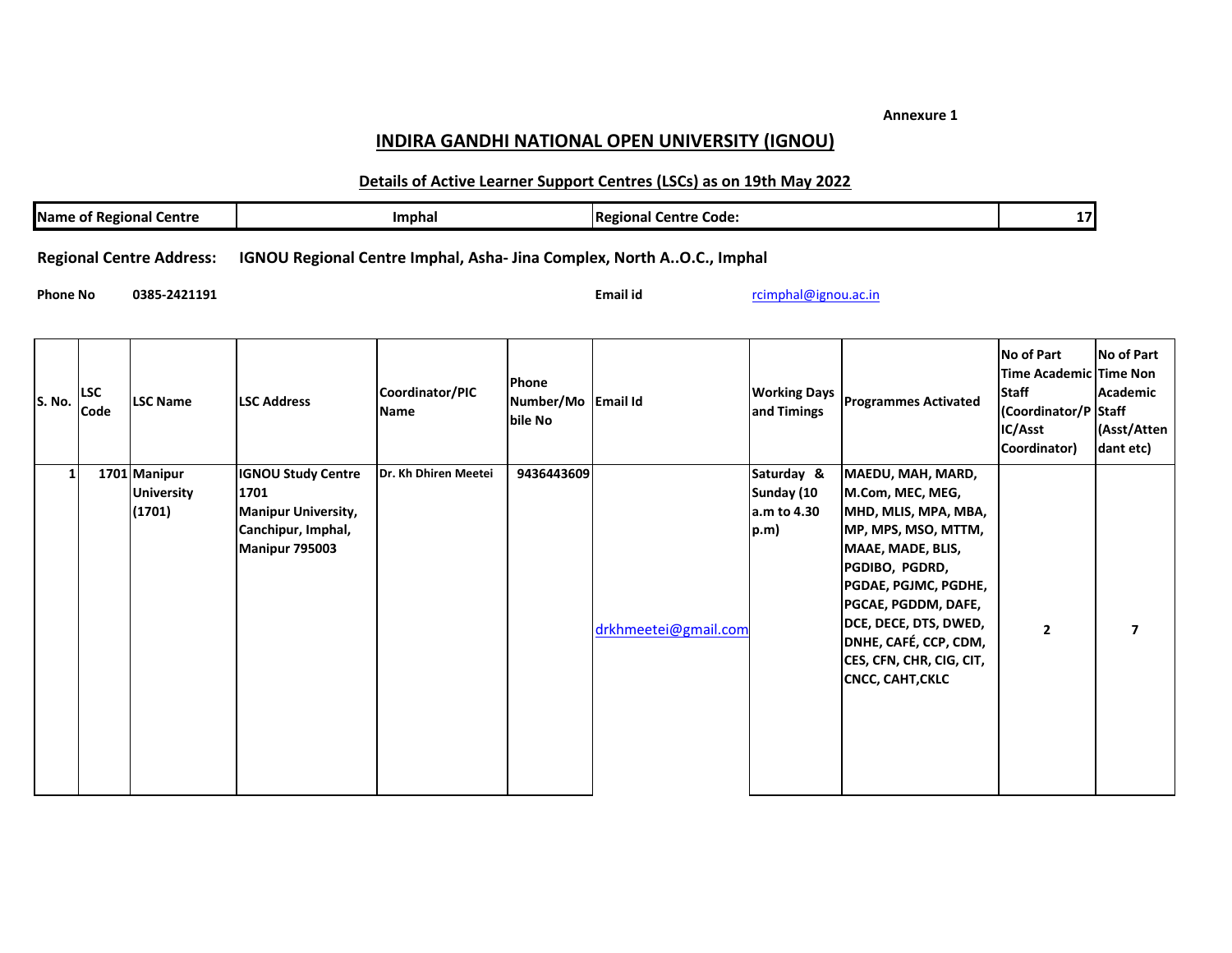Annexure 1

# INDIRA GANDHI NATIONAL OPEN UNIVERSITY (IGNOU)

## Details of Active Learner Support Centres (LSCs) as on 19th May 2022

| Name of Regional Centre | Imphal | Regional Centre Code: | 17 |
|---|---|---|---|

**Regional Centre Address:** IGNOU Regional Centre Imphal, Asha- Jina Complex, North A..O.C., Imphal

**Phone No** 0385-2421191 **Email id** rcimphal@ignou.ac.in

| S. No. | LSC Code | LSC Name | LSC Address | Coordinator/PIC Name | Phone Number/Mobile No | Email Id | Working Days and Timings | Programmes Activated | No of Part Time Academic Staff (Coordinator/PIC/Asst Coordinator) | No of Part Time Non Academic Staff (Asst/Attendant etc) |
|---|---|---|---|---|---|---|---|---|---|---|
| 1 | 1701 | Manipur University (1701) | IGNOU Study Centre 1701 Manipur University, Canchipur, Imphal, Manipur 795003 | Dr. Kh Dhiren Meetei | 9436443609 | drkhmeetei@gmail.com | Saturday & Sunday (10 a.m to 4.30 p.m) | MAEDU, MAH, MARD, M.Com, MEC, MEG, MHD, MLIS, MPA, MBA, MP, MPS, MSO, MTTM, MAAE, MADE, BLIS, PGDIBO, PGDRD, PGDAE, PGJMC, PGDHE, PGCAE, PGDDM, DAFE, DCE, DECE, DTS, DWED, DNHE, CAFÉ, CCP, CDM, CES, CFN, CHR, CIG, CIT, CNCC, CAHT,CKLC | 2 | 7 |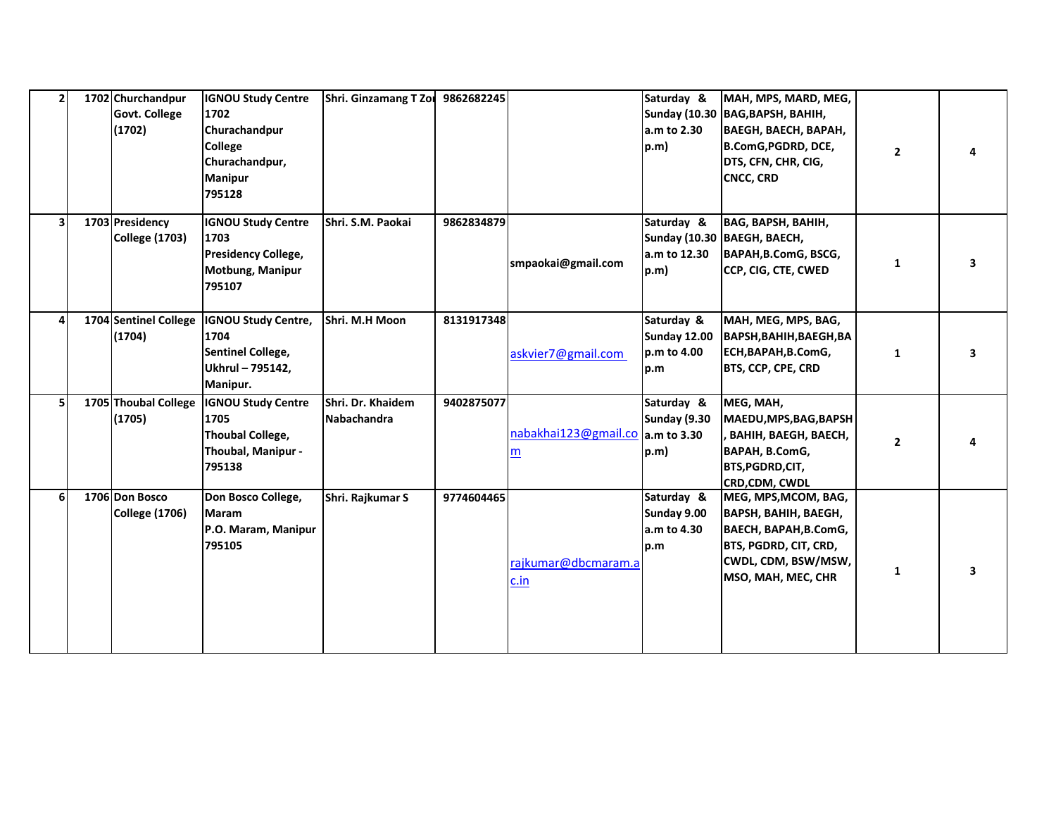| | | | | | | | | | | |
|---|---|---|---|---|---|---|---|---|---|---|
| 2 | 1702 | Churchandpur Govt. College (1702) | IGNOU Study Centre 1702 Churachandpur College Churachandpur, Manipur 795128 | Shri. Ginzamang T Zo | 9862682245 | | Saturday & Sunday (10.30 a.m to 2.30 p.m) | MAH, MPS, MARD, MEG, BAG,BAPSH, BAHIH, BAEGH, BAECH, BAPAH, B.ComG,PGDRD, DCE, DTS, CFN, CHR, CIG, CNCC, CRD | 2 | 4 |
| 3 | 1703 | Presidency College (1703) | IGNOU Study Centre 1703 Presidency College, Motbung, Manipur 795107 | Shri. S.M. Paokai | 9862834879 | smpaokai@gmail.com | Saturday & Sunday (10.30 a.m to 12.30 p.m) | BAG, BAPSH, BAHIH, BAEGH, BAECH, BAPAH,B.ComG, BSCG, CCP, CIG, CTE, CWED | 1 | 3 |
| 4 | 1704 | Sentinel College (1704) | IGNOU Study Centre, 1704 Sentinel College, Ukhrul – 795142, Manipur. | Shri. M.H Moon | 8131917348 | askvier7@gmail.com | Saturday & Sunday 12.00 p.m to 4.00 p.m | MAH, MEG, MPS, BAG, BAPSH,BAHIH,BAEGH,BAECH,BAPAH,B.ComG, BTS, CCP, CPE, CRD | 1 | 3 |
| 5 | 1705 | Thoubal College (1705) | IGNOU Study Centre 1705 Thoubal College, Thoubal, Manipur - 795138 | Shri. Dr. Khaidem Nabachandra | 9402875077 | nabakhai123@gmail.com | Saturday & Sunday (9.30 a.m to 3.30 p.m) | MEG, MAH, MAEDU,MPS,BAG,BAPSH, BAHIH, BAEGH, BAECH, BAPAH, B.ComG, BTS,PGDRD,CIT, CRD,CDM, CWDL | 2 | 4 |
| 6 | 1706 | Don Bosco College (1706) | Don Bosco College, Maram P.O. Maram, Manipur 795105 | Shri. Rajkumar S | 9774604465 | rajkumar@dbcmaram.ac.in | Saturday & Sunday 9.00 a.m to 4.30 p.m | MEG, MPS,MCOM, BAG, BAPSH, BAHIH, BAEGH, BAECH, BAPAH,B.ComG, BTS, PGDRD, CIT, CRD, CWDL, CDM, BSW/MSW, MSO, MAH, MEC, CHR | 1 | 3 |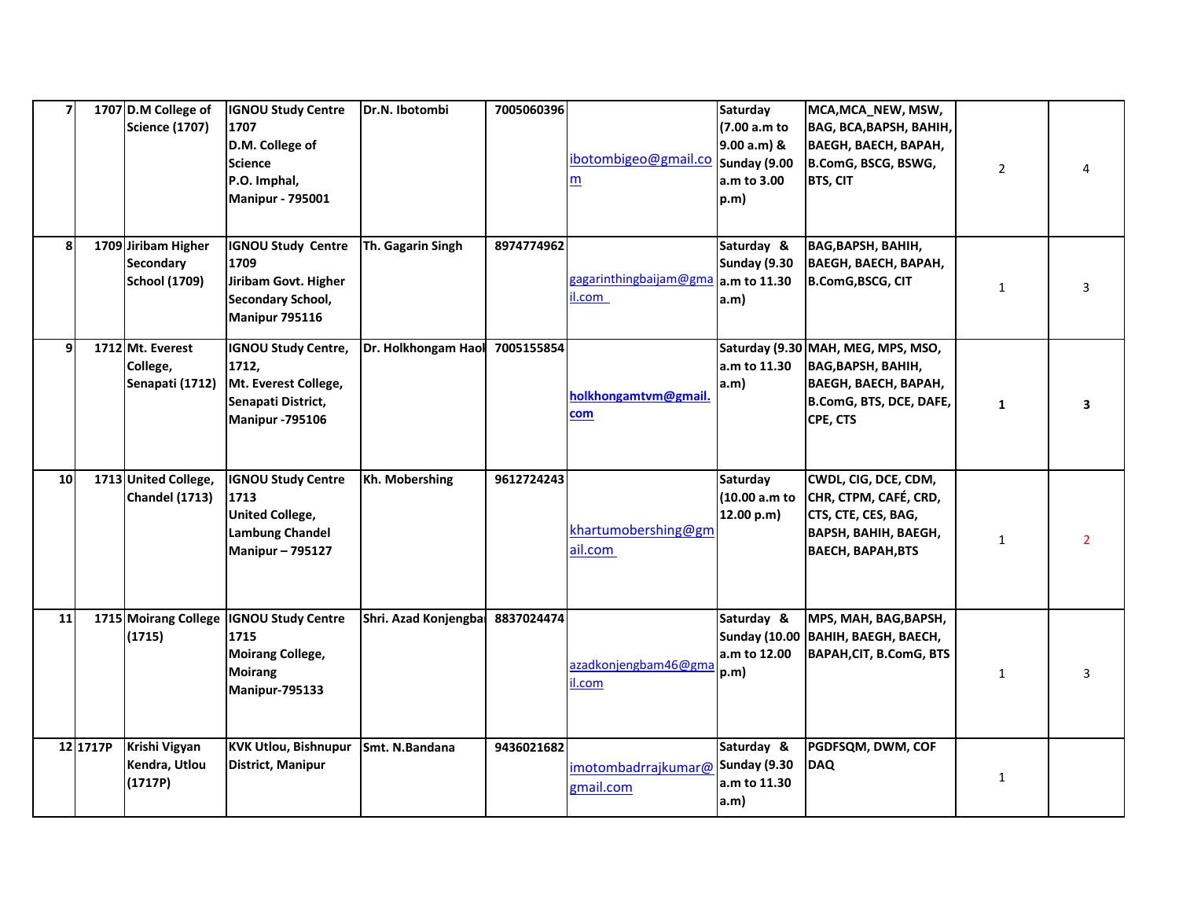| 7 | 1707 | D.M College of Science (1707) | IGNOU Study Centre 1707 D.M. College of Science P.O. Imphal, Manipur - 795001 | Dr.N. Ibotombi | 7005060396 | ibotombigeo@gmail.com | Saturday (7.00 a.m to 9.00 a.m) & Sunday (9.00 a.m to 3.00 p.m) | MCA,MCA_NEW, MSW, BAG, BCA,BAPSH, BAHIH, BAEGH, BAECH, BAPAH, B.ComG, BSCG, BSWG, BTS, CIT | 2 | 4 |
|---|---|---|---|---|---|---|---|---|---|---|
| 8 | 1709 | Jiribam Higher Secondary School (1709) | IGNOU Study Centre 1709 Jiribam Govt. Higher Secondary School, Manipur 795116 | Th. Gagarin Singh | 8974774962 | gagarinthingbaijam@gmail.com | Saturday & Sunday (9.30 a.m to 11.30 a.m) | BAG,BAPSH, BAHIH, BAEGH, BAECH, BAPAH, B.ComG,BSCG, CIT | 1 | 3 |
| 9 | 1712 | Mt. Everest College, Senapati (1712) | IGNOU Study Centre, 1712, Mt. Everest College, Senapati District, Manipur -795106 | Dr. Holkhongam Haol | 7005155854 | holkhongamtvm@gmail.com | Saturday (9.30 a.m to 11.30 a.m) | MAH, MEG, MPS, MSO, BAG,BAPSH, BAHIH, BAEGH, BAECH, BAPAH, B.ComG, BTS, DCE, DAFE, CPE, CTS | 1 | 3 |
| 10 | 1713 | United College, Chandel (1713) | IGNOU Study Centre 1713 United College, Lambung Chandel Manipur – 795127 | Kh. Mobershing | 9612724243 | khartumobershing@gmail.com | Saturday (10.00 a.m to 12.00 p.m) | CWDL, CIG, DCE, CDM, CHR, CTPM, CAFÉ, CRD, CTS, CTE, CES, BAG, BAPSH, BAHIH, BAEGH, BAECH, BAPAH,BTS | 1 | 2 |
| 11 | 1715 | Moirang College (1715) | IGNOU Study Centre 1715 Moirang College, Moirang Manipur-795133 | Shri. Azad Konjengbam | 8837024474 | azadkonjengbam46@gmail.com | Saturday & Sunday (10.00 a.m to 12.00 p.m) | MPS, MAH, BAG,BAPSH, BAHIH, BAEGH, BAECH, BAPAH,CIT, B.ComG, BTS | 1 | 3 |
| 12 | 1717P | Krishi Vigyan Kendra, Utlou (1717P) | KVK Utlou, Bishnupur District, Manipur | Smt. N.Bandana | 9436021682 | imotombadrrajkumar@gmail.com | Saturday & Sunday (9.30 a.m to 11.30 a.m) | PGDFSQM, DWM, COF DAQ | 1 | |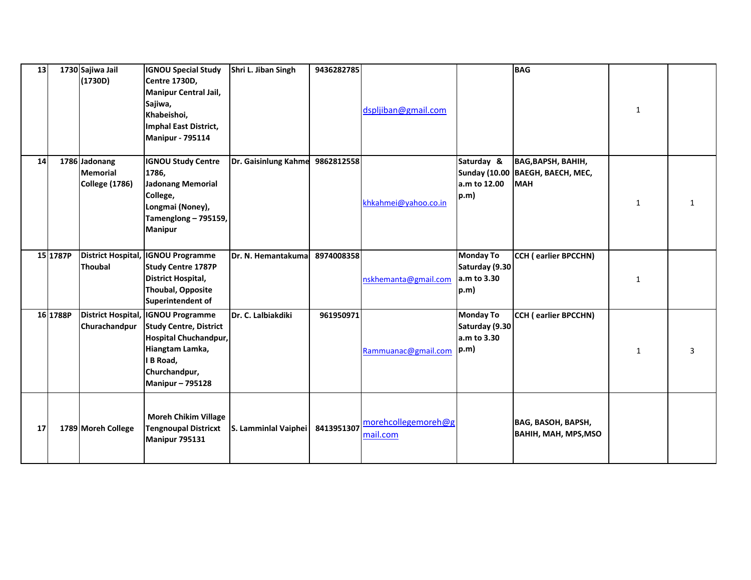| 13 | 1730 | Sajiwa Jail (1730D) | IGNOU Special Study Centre 1730D, Manipur Central Jail, Sajiwa, Khabeishoi, Imphal East District, Manipur - 795114 | Shri L. Jiban Singh | 9436282785 | dspljiban@gmail.com | | BAG | 1 | |
|---|---|---|---|---|---|---|---|---|---|---|
| 14 | 1786 | Jadonang Memorial College (1786) | IGNOU Study Centre 1786, Jadonang Memorial College, Longmai (Noney), Tamenglong – 795159, Manipur | Dr. Gaisinlung Kahme | 9862812558 | khkahmei@yahoo.co.in | Saturday & Sunday (10.00 a.m to 12.00 p.m) | BAG,BAPSH, BAHIH, BAEGH, BAECH, MEC, MAH | 1 | 1 |
| 15 | 1787P | District Hospital, Thoubal | IGNOU Programme Study Centre 1787P District Hospital, Thoubal, Opposite Superintendent of | Dr. N. Hemantakuma | 8974008358 | nskhemanta@gmail.com | Monday To Saturday (9.30 a.m to 3.30 p.m) | CCH ( earlier BPCCHN) | 1 | |
| 16 | 1788P | District Hospital, Churachandpur | IGNOU Programme Study Centre, District Hospital Chuchandpur, Hiangtam Lamka, I B Road, Churchandpur, Manipur – 795128 | Dr. C. Lalbiakdiki | 961950971 | Rammuanac@gmail.com | Monday To Saturday (9.30 a.m to 3.30 p.m) | CCH ( earlier BPCCHN) | 1 | 3 |
| 17 | 1789 | Moreh College | Moreh Chikim Village Tengnoupal Districxt Manipur 795131 | S. Lamminlal Vaiphei | 8413951307 | morehcollegemoreh@gmail.com | | BAG, BASOH, BAPSH, BAHIH, MAH, MPS,MSO | | |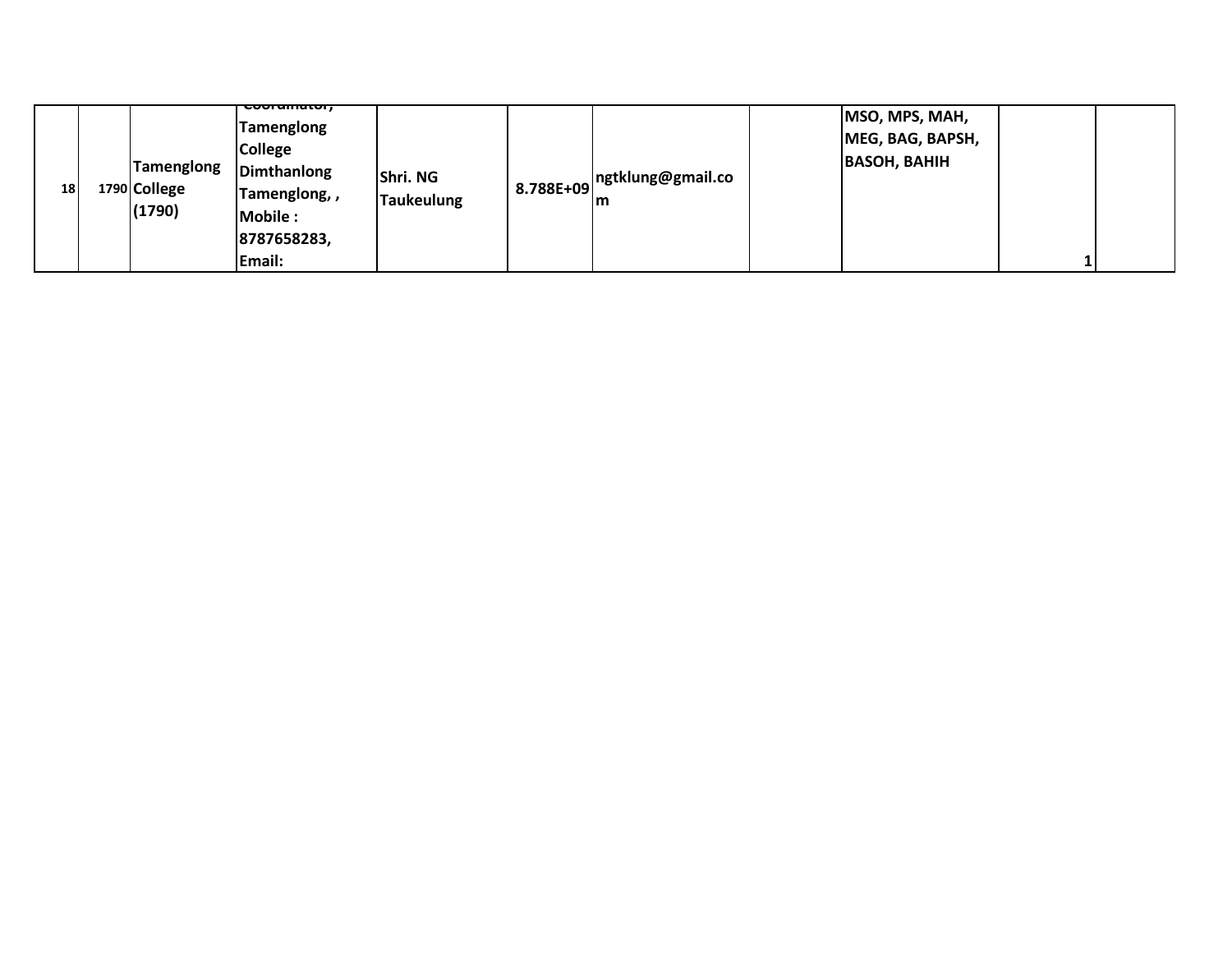| | | | | | | | | | | |
|---|---|---|---|---|---|---|---|---|---|---|
| 18 | 1790 | Tamenglong College (1790) | Coordinator, Tamenglong College Dimthanlong Tamenglong, , Mobile : 8787658283, Email: | Shri. NG Taukeulung | 8.788E+09 | ngtklung@gmail.com | | MSO, MPS, MAH, MEG, BAG, BAPSH, BASOH, BAHIH | 1 | |